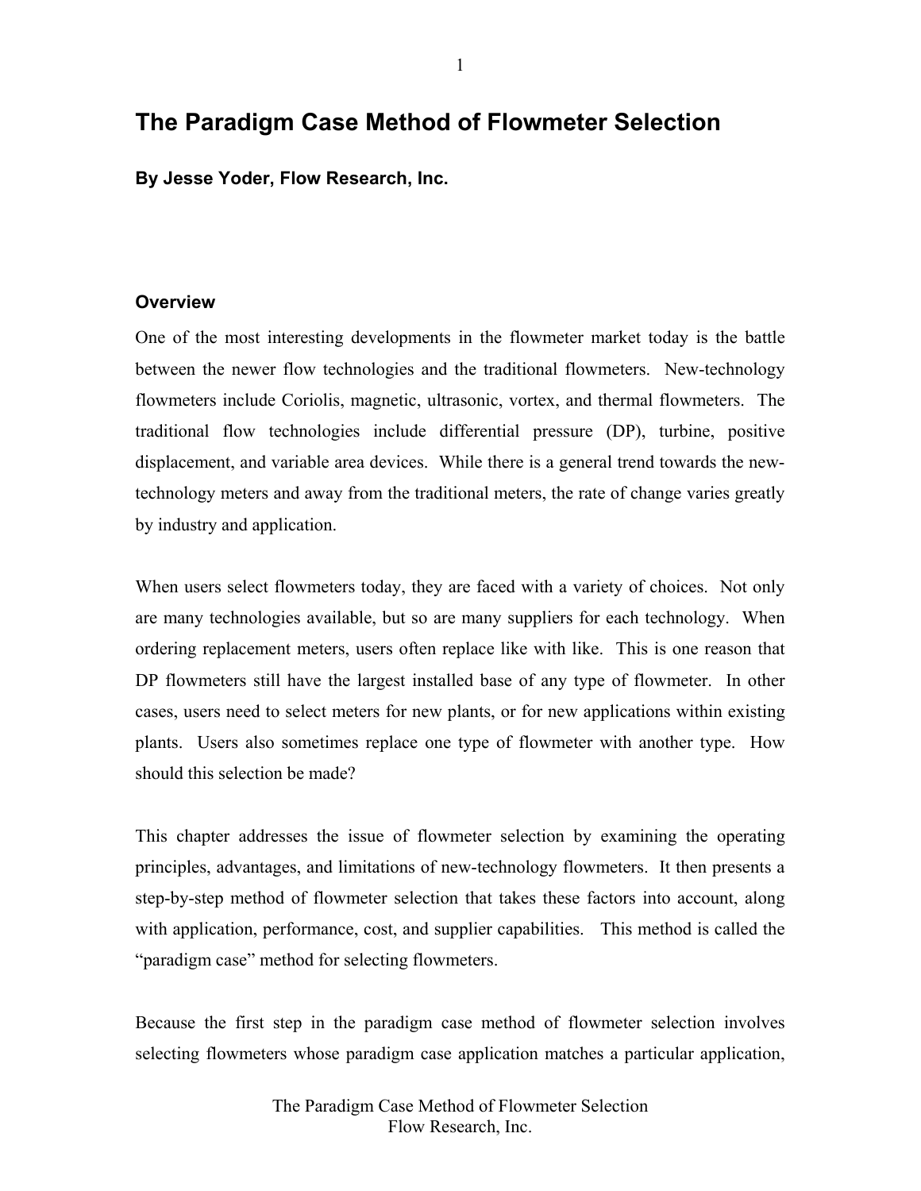# The Paradigm Case Method of Flowmeter Selection

**By Jesse Yoder, Flow Research, Inc.**

## Overview

One of the most interesting developments in the flowmeter market today is the battle between the newer flow technologies and the traditional flowmeters. New-technology flowmeters include Coriolis, magnetic, ultrasonic, vortex, and thermal flowmeters. The traditional flow technologies include differential pressure (DP), turbine, positive displacement, and variable area devices. While there is a general trend towards the new-technology meters and away from the traditional meters, the rate of change varies greatly by industry and application.

When users select flowmeters today, they are faced with a variety of choices. Not only are many technologies available, but so are many suppliers for each technology. When ordering replacement meters, users often replace like with like. This is one reason that DP flowmeters still have the largest installed base of any type of flowmeter. In other cases, users need to select meters for new plants, or for new applications within existing plants. Users also sometimes replace one type of flowmeter with another type. How should this selection be made?

This chapter addresses the issue of flowmeter selection by examining the operating principles, advantages, and limitations of new-technology flowmeters. It then presents a step-by-step method of flowmeter selection that takes these factors into account, along with application, performance, cost, and supplier capabilities. This method is called the "paradigm case" method for selecting flowmeters.

Because the first step in the paradigm case method of flowmeter selection involves selecting flowmeters whose paradigm case application matches a particular application,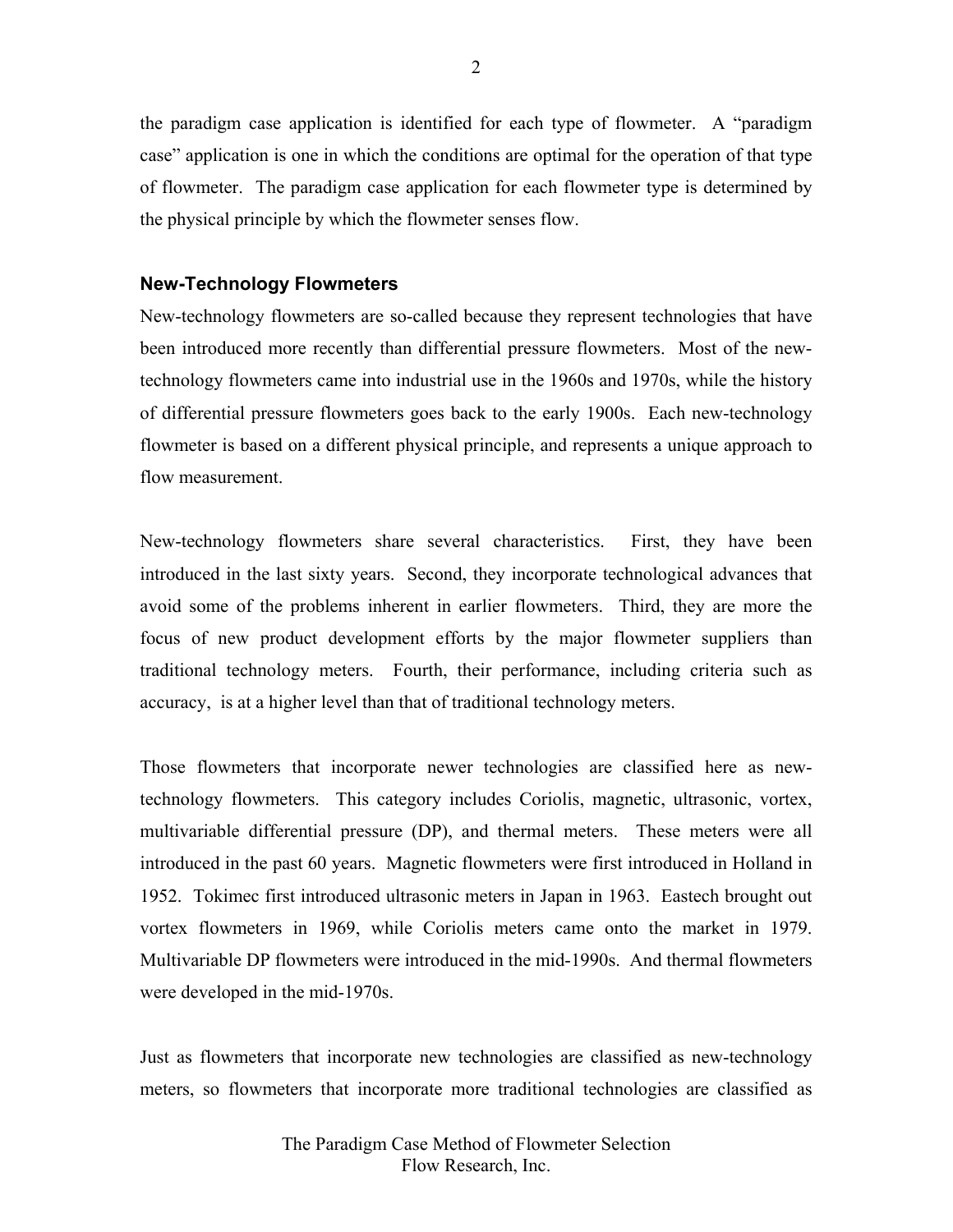the paradigm case application is identified for each type of flowmeter. A "paradigm case" application is one in which the conditions are optimal for the operation of that type of flowmeter. The paradigm case application for each flowmeter type is determined by the physical principle by which the flowmeter senses flow.

### New-Technology Flowmeters

New-technology flowmeters are so-called because they represent technologies that have been introduced more recently than differential pressure flowmeters. Most of the new-technology flowmeters came into industrial use in the 1960s and 1970s, while the history of differential pressure flowmeters goes back to the early 1900s. Each new-technology flowmeter is based on a different physical principle, and represents a unique approach to flow measurement.

New-technology flowmeters share several characteristics. First, they have been introduced in the last sixty years. Second, they incorporate technological advances that avoid some of the problems inherent in earlier flowmeters. Third, they are more the focus of new product development efforts by the major flowmeter suppliers than traditional technology meters. Fourth, their performance, including criteria such as accuracy, is at a higher level than that of traditional technology meters.

Those flowmeters that incorporate newer technologies are classified here as new-technology flowmeters. This category includes Coriolis, magnetic, ultrasonic, vortex, multivariable differential pressure (DP), and thermal meters. These meters were all introduced in the past 60 years. Magnetic flowmeters were first introduced in Holland in 1952. Tokimec first introduced ultrasonic meters in Japan in 1963. Eastech brought out vortex flowmeters in 1969, while Coriolis meters came onto the market in 1979. Multivariable DP flowmeters were introduced in the mid-1990s. And thermal flowmeters were developed in the mid-1970s.

Just as flowmeters that incorporate new technologies are classified as new-technology meters, so flowmeters that incorporate more traditional technologies are classified as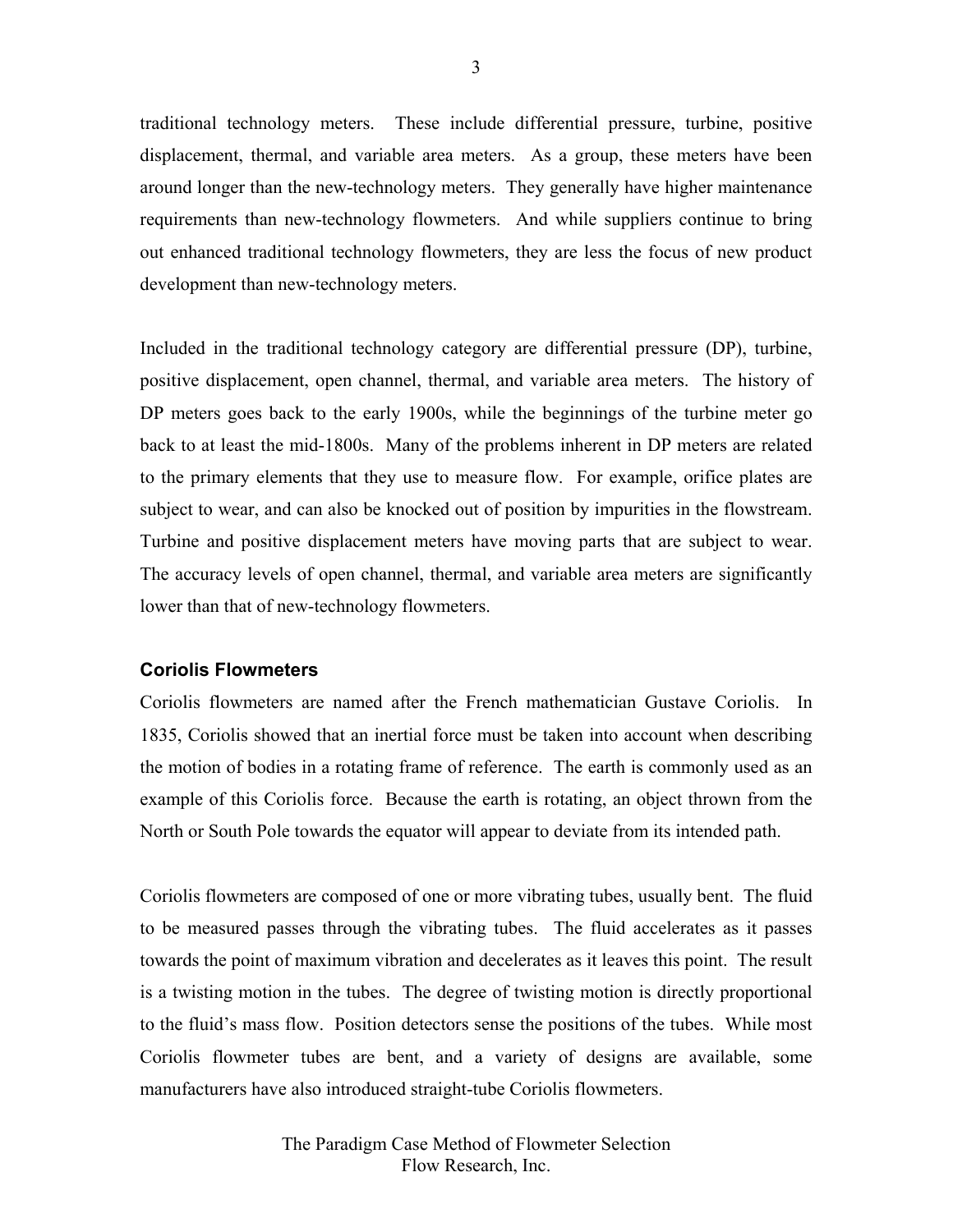traditional technology meters. These include differential pressure, turbine, positive displacement, thermal, and variable area meters. As a group, these meters have been around longer than the new-technology meters. They generally have higher maintenance requirements than new-technology flowmeters. And while suppliers continue to bring out enhanced traditional technology flowmeters, they are less the focus of new product development than new-technology meters.

Included in the traditional technology category are differential pressure (DP), turbine, positive displacement, open channel, thermal, and variable area meters. The history of DP meters goes back to the early 1900s, while the beginnings of the turbine meter go back to at least the mid-1800s. Many of the problems inherent in DP meters are related to the primary elements that they use to measure flow. For example, orifice plates are subject to wear, and can also be knocked out of position by impurities in the flowstream. Turbine and positive displacement meters have moving parts that are subject to wear. The accuracy levels of open channel, thermal, and variable area meters are significantly lower than that of new-technology flowmeters.

### Coriolis Flowmeters

Coriolis flowmeters are named after the French mathematician Gustave Coriolis. In 1835, Coriolis showed that an inertial force must be taken into account when describing the motion of bodies in a rotating frame of reference. The earth is commonly used as an example of this Coriolis force. Because the earth is rotating, an object thrown from the North or South Pole towards the equator will appear to deviate from its intended path.

Coriolis flowmeters are composed of one or more vibrating tubes, usually bent. The fluid to be measured passes through the vibrating tubes. The fluid accelerates as it passes towards the point of maximum vibration and decelerates as it leaves this point. The result is a twisting motion in the tubes. The degree of twisting motion is directly proportional to the fluid's mass flow. Position detectors sense the positions of the tubes. While most Coriolis flowmeter tubes are bent, and a variety of designs are available, some manufacturers have also introduced straight-tube Coriolis flowmeters.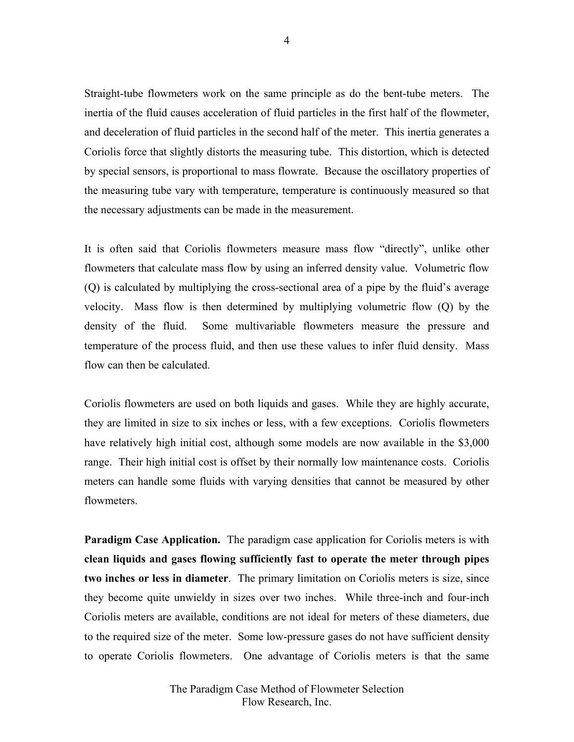Straight-tube flowmeters work on the same principle as do the bent-tube meters. The inertia of the fluid causes acceleration of fluid particles in the first half of the flowmeter, and deceleration of fluid particles in the second half of the meter. This inertia generates a Coriolis force that slightly distorts the measuring tube. This distortion, which is detected by special sensors, is proportional to mass flowrate. Because the oscillatory properties of the measuring tube vary with temperature, temperature is continuously measured so that the necessary adjustments can be made in the measurement.

It is often said that Coriolis flowmeters measure mass flow "directly", unlike other flowmeters that calculate mass flow by using an inferred density value. Volumetric flow (Q) is calculated by multiplying the cross-sectional area of a pipe by the fluid's average velocity. Mass flow is then determined by multiplying volumetric flow (Q) by the density of the fluid. Some multivariable flowmeters measure the pressure and temperature of the process fluid, and then use these values to infer fluid density. Mass flow can then be calculated.

Coriolis flowmeters are used on both liquids and gases. While they are highly accurate, they are limited in size to six inches or less, with a few exceptions. Coriolis flowmeters have relatively high initial cost, although some models are now available in the $3,000 range. Their high initial cost is offset by their normally low maintenance costs. Coriolis meters can handle some fluids with varying densities that cannot be measured by other flowmeters.

**Paradigm Case Application.** The paradigm case application for Coriolis meters is with **clean liquids and gases flowing sufficiently fast to operate the meter through pipes two inches or less in diameter**. The primary limitation on Coriolis meters is size, since they become quite unwieldy in sizes over two inches. While three-inch and four-inch Coriolis meters are available, conditions are not ideal for meters of these diameters, due to the required size of the meter. Some low-pressure gases do not have sufficient density to operate Coriolis flowmeters. One advantage of Coriolis meters is that the same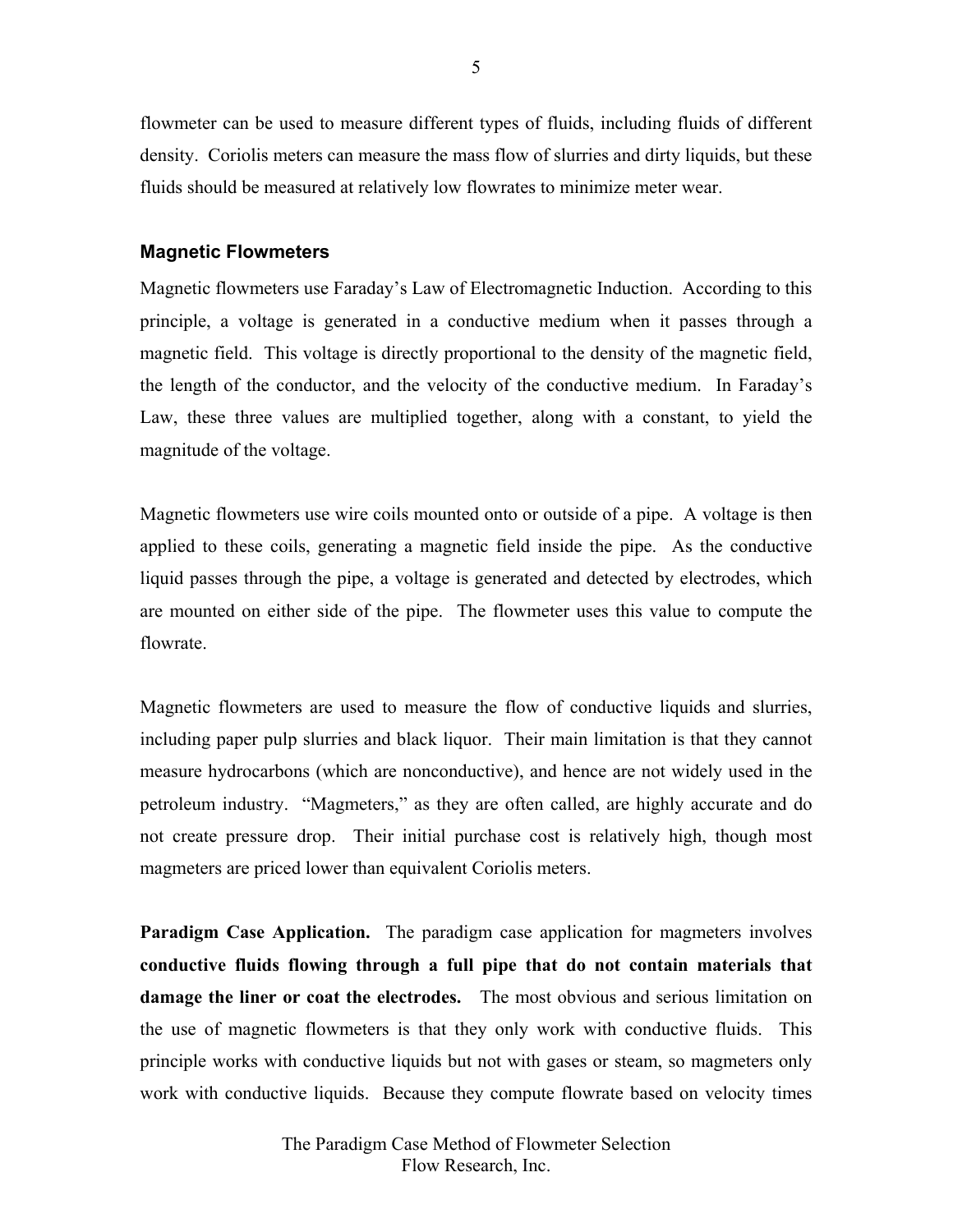flowmeter can be used to measure different types of fluids, including fluids of different density. Coriolis meters can measure the mass flow of slurries and dirty liquids, but these fluids should be measured at relatively low flowrates to minimize meter wear.

### Magnetic Flowmeters

Magnetic flowmeters use Faraday's Law of Electromagnetic Induction. According to this principle, a voltage is generated in a conductive medium when it passes through a magnetic field. This voltage is directly proportional to the density of the magnetic field, the length of the conductor, and the velocity of the conductive medium. In Faraday's Law, these three values are multiplied together, along with a constant, to yield the magnitude of the voltage.

Magnetic flowmeters use wire coils mounted onto or outside of a pipe. A voltage is then applied to these coils, generating a magnetic field inside the pipe. As the conductive liquid passes through the pipe, a voltage is generated and detected by electrodes, which are mounted on either side of the pipe. The flowmeter uses this value to compute the flowrate.

Magnetic flowmeters are used to measure the flow of conductive liquids and slurries, including paper pulp slurries and black liquor. Their main limitation is that they cannot measure hydrocarbons (which are nonconductive), and hence are not widely used in the petroleum industry. "Magmeters," as they are often called, are highly accurate and do not create pressure drop. Their initial purchase cost is relatively high, though most magmeters are priced lower than equivalent Coriolis meters.

**Paradigm Case Application.** The paradigm case application for magmeters involves **conductive fluids flowing through a full pipe that do not contain materials that damage the liner or coat the electrodes.** The most obvious and serious limitation on the use of magnetic flowmeters is that they only work with conductive fluids. This principle works with conductive liquids but not with gases or steam, so magmeters only work with conductive liquids. Because they compute flowrate based on velocity times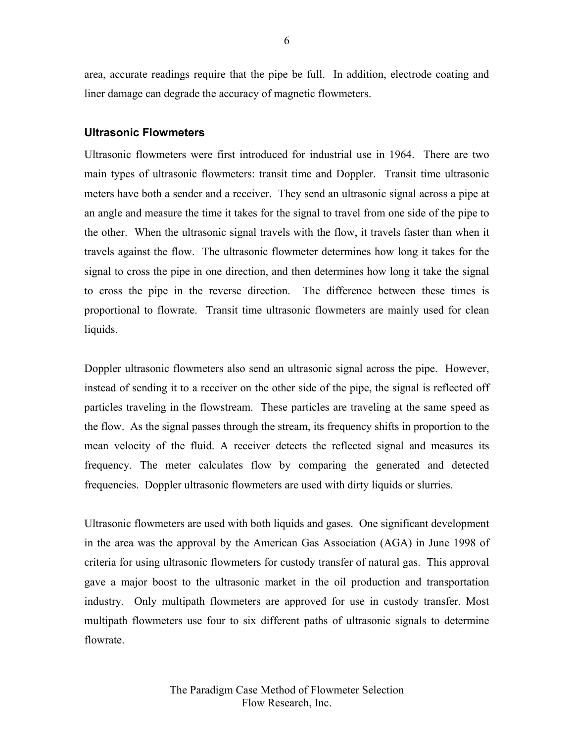area, accurate readings require that the pipe be full. In addition, electrode coating and liner damage can degrade the accuracy of magnetic flowmeters.

### Ultrasonic Flowmeters

Ultrasonic flowmeters were first introduced for industrial use in 1964. There are two main types of ultrasonic flowmeters: transit time and Doppler. Transit time ultrasonic meters have both a sender and a receiver. They send an ultrasonic signal across a pipe at an angle and measure the time it takes for the signal to travel from one side of the pipe to the other. When the ultrasonic signal travels with the flow, it travels faster than when it travels against the flow. The ultrasonic flowmeter determines how long it takes for the signal to cross the pipe in one direction, and then determines how long it take the signal to cross the pipe in the reverse direction. The difference between these times is proportional to flowrate. Transit time ultrasonic flowmeters are mainly used for clean liquids.

Doppler ultrasonic flowmeters also send an ultrasonic signal across the pipe. However, instead of sending it to a receiver on the other side of the pipe, the signal is reflected off particles traveling in the flowstream. These particles are traveling at the same speed as the flow. As the signal passes through the stream, its frequency shifts in proportion to the mean velocity of the fluid. A receiver detects the reflected signal and measures its frequency. The meter calculates flow by comparing the generated and detected frequencies. Doppler ultrasonic flowmeters are used with dirty liquids or slurries.

Ultrasonic flowmeters are used with both liquids and gases. One significant development in the area was the approval by the American Gas Association (AGA) in June 1998 of criteria for using ultrasonic flowmeters for custody transfer of natural gas. This approval gave a major boost to the ultrasonic market in the oil production and transportation industry. Only multipath flowmeters are approved for use in custody transfer. Most multipath flowmeters use four to six different paths of ultrasonic signals to determine flowrate.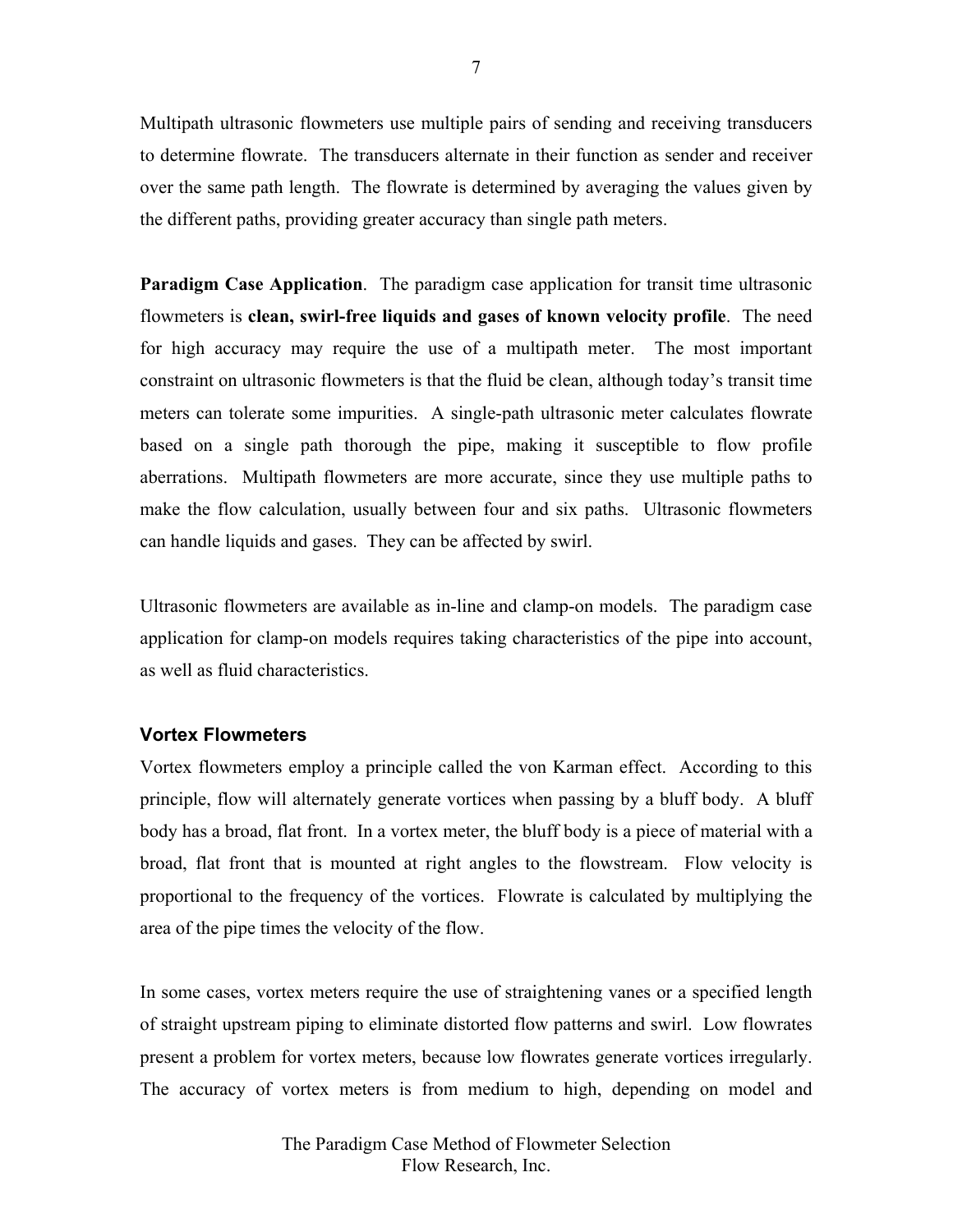Multipath ultrasonic flowmeters use multiple pairs of sending and receiving transducers to determine flowrate. The transducers alternate in their function as sender and receiver over the same path length. The flowrate is determined by averaging the values given by the different paths, providing greater accuracy than single path meters.

**Paradigm Case Application**. The paradigm case application for transit time ultrasonic flowmeters is **clean, swirl-free liquids and gases of known velocity profile**. The need for high accuracy may require the use of a multipath meter. The most important constraint on ultrasonic flowmeters is that the fluid be clean, although today's transit time meters can tolerate some impurities. A single-path ultrasonic meter calculates flowrate based on a single path thorough the pipe, making it susceptible to flow profile aberrations. Multipath flowmeters are more accurate, since they use multiple paths to make the flow calculation, usually between four and six paths. Ultrasonic flowmeters can handle liquids and gases. They can be affected by swirl.

Ultrasonic flowmeters are available as in-line and clamp-on models. The paradigm case application for clamp-on models requires taking characteristics of the pipe into account, as well as fluid characteristics.

### Vortex Flowmeters

Vortex flowmeters employ a principle called the von Karman effect. According to this principle, flow will alternately generate vortices when passing by a bluff body. A bluff body has a broad, flat front. In a vortex meter, the bluff body is a piece of material with a broad, flat front that is mounted at right angles to the flowstream. Flow velocity is proportional to the frequency of the vortices. Flowrate is calculated by multiplying the area of the pipe times the velocity of the flow.

In some cases, vortex meters require the use of straightening vanes or a specified length of straight upstream piping to eliminate distorted flow patterns and swirl. Low flowrates present a problem for vortex meters, because low flowrates generate vortices irregularly. The accuracy of vortex meters is from medium to high, depending on model and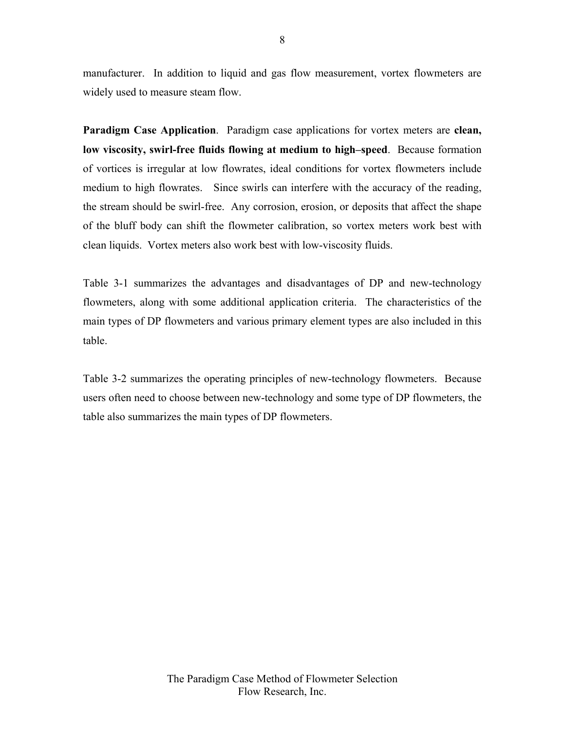manufacturer. In addition to liquid and gas flow measurement, vortex flowmeters are widely used to measure steam flow.

**Paradigm Case Application**. Paradigm case applications for vortex meters are **clean, low viscosity, swirl-free fluids flowing at medium to high–speed**. Because formation of vortices is irregular at low flowrates, ideal conditions for vortex flowmeters include medium to high flowrates. Since swirls can interfere with the accuracy of the reading, the stream should be swirl-free. Any corrosion, erosion, or deposits that affect the shape of the bluff body can shift the flowmeter calibration, so vortex meters work best with clean liquids. Vortex meters also work best with low-viscosity fluids.

Table 3-1 summarizes the advantages and disadvantages of DP and new-technology flowmeters, along with some additional application criteria. The characteristics of the main types of DP flowmeters and various primary element types are also included in this table.

Table 3-2 summarizes the operating principles of new-technology flowmeters. Because users often need to choose between new-technology and some type of DP flowmeters, the table also summarizes the main types of DP flowmeters.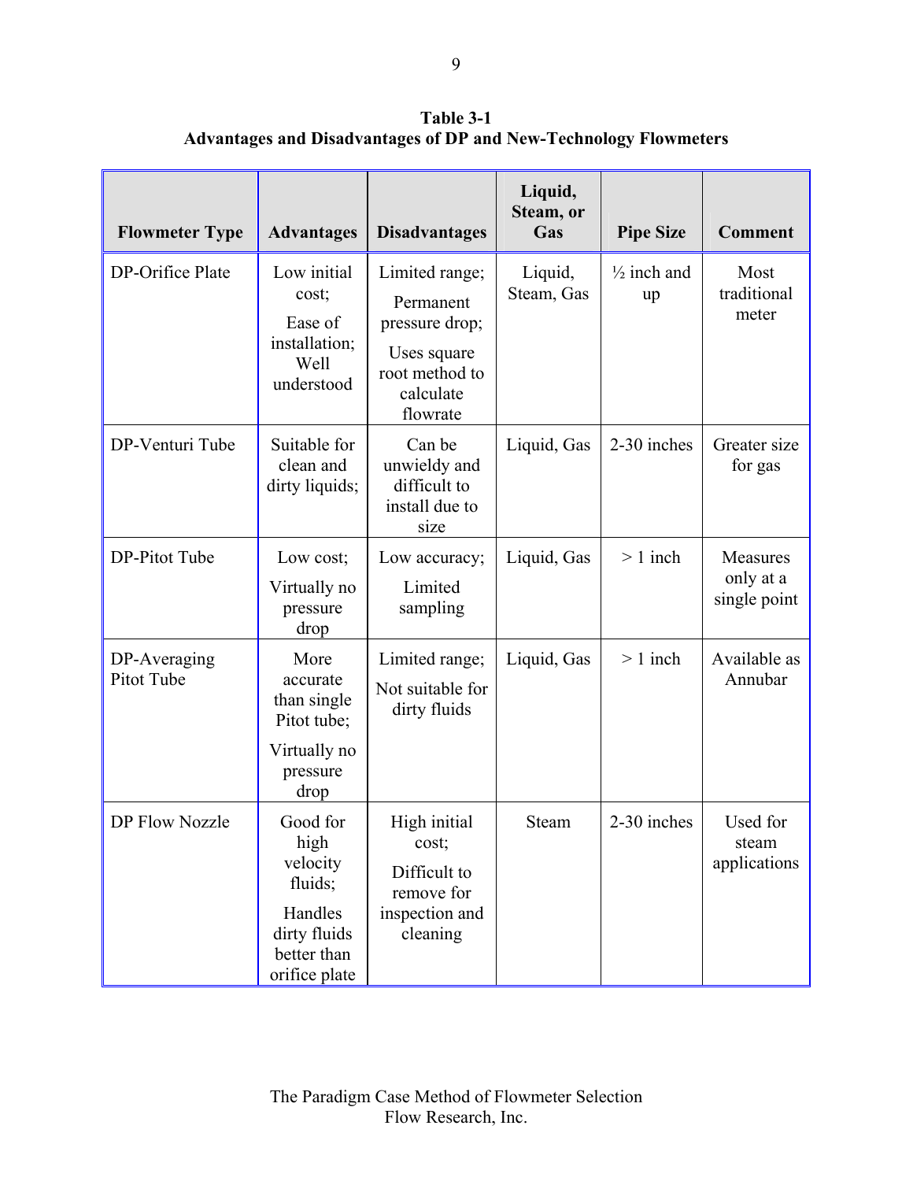**Table 3-1**
**Advantages and Disadvantages of DP and New-Technology Flowmeters**

| Flowmeter Type | Advantages | Disadvantages | Liquid, Steam, or Gas | Pipe Size | Comment |
|---|---|---|---|---|---|
| DP-Orifice Plate | Low initial cost; Ease of installation; Well understood | Limited range; Permanent pressure drop; Uses square root method to calculate flowrate | Liquid, Steam, Gas | ½ inch and up | Most traditional meter |
| DP-Venturi Tube | Suitable for clean and dirty liquids; | Can be unwieldy and difficult to install due to size | Liquid, Gas | 2-30 inches | Greater size for gas |
| DP-Pitot Tube | Low cost; Virtually no pressure drop | Low accuracy; Limited sampling | Liquid, Gas | > 1 inch | Measures only at a single point |
| DP-Averaging Pitot Tube | More accurate than single Pitot tube; Virtually no pressure drop | Limited range; Not suitable for dirty fluids | Liquid, Gas | > 1 inch | Available as Annubar |
| DP Flow Nozzle | Good for high velocity fluids; Handles dirty fluids better than orifice plate | High initial cost; Difficult to remove for inspection and cleaning | Steam | 2-30 inches | Used for steam applications |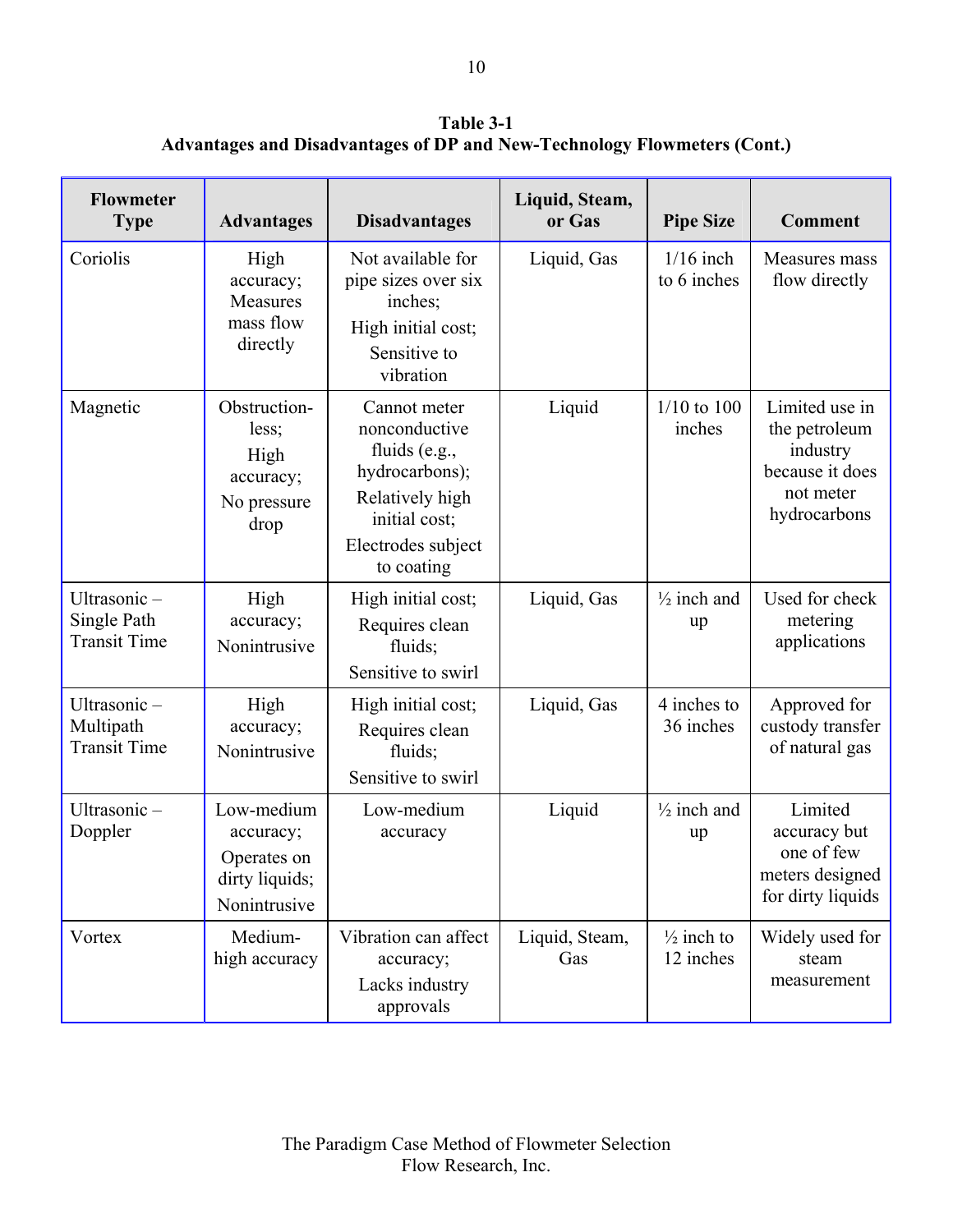**Table 3-1**
**Advantages and Disadvantages of DP and New-Technology Flowmeters (Cont.)**

| Flowmeter Type | Advantages | Disadvantages | Liquid, Steam, or Gas | Pipe Size | Comment |
|---|---|---|---|---|---|
| Coriolis | High accuracy; Measures mass flow directly | Not available for pipe sizes over six inches; High initial cost; Sensitive to vibration | Liquid, Gas | 1/16 inch to 6 inches | Measures mass flow directly |
| Magnetic | Obstruction-less; High accuracy; No pressure drop | Cannot meter nonconductive fluids (e.g., hydrocarbons); Relatively high initial cost; Electrodes subject to coating | Liquid | 1/10 to 100 inches | Limited use in the petroleum industry because it does not meter hydrocarbons |
| Ultrasonic – Single Path Transit Time | High accuracy; Nonintrusive | High initial cost; Requires clean fluids; Sensitive to swirl | Liquid, Gas | ½ inch and up | Used for check metering applications |
| Ultrasonic – Multipath Transit Time | High accuracy; Nonintrusive | High initial cost; Requires clean fluids; Sensitive to swirl | Liquid, Gas | 4 inches to 36 inches | Approved for custody transfer of natural gas |
| Ultrasonic – Doppler | Low-medium accuracy; Operates on dirty liquids; Nonintrusive | Low-medium accuracy | Liquid | ½ inch and up | Limited accuracy but one of few meters designed for dirty liquids |
| Vortex | Medium-high accuracy | Vibration can affect accuracy; Lacks industry approvals | Liquid, Steam, Gas | ½ inch to 12 inches | Widely used for steam measurement |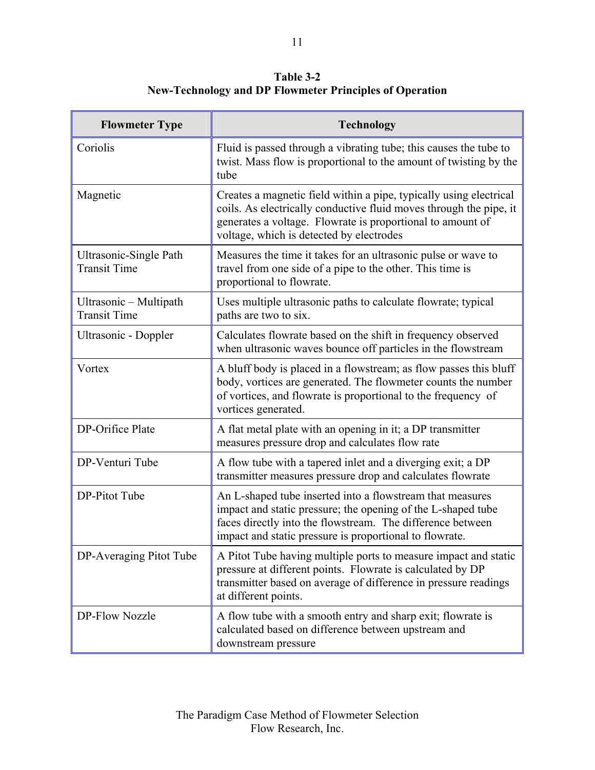**Table 3-2**
**New-Technology and DP Flowmeter Principles of Operation**

| Flowmeter Type | Technology |
|---|---|
| Coriolis | Fluid is passed through a vibrating tube; this causes the tube to twist. Mass flow is proportional to the amount of twisting by the tube |
| Magnetic | Creates a magnetic field within a pipe, typically using electrical coils. As electrically conductive fluid moves through the pipe, it generates a voltage. Flowrate is proportional to amount of voltage, which is detected by electrodes |
| Ultrasonic-Single Path Transit Time | Measures the time it takes for an ultrasonic pulse or wave to travel from one side of a pipe to the other. This time is proportional to flowrate. |
| Ultrasonic – Multipath Transit Time | Uses multiple ultrasonic paths to calculate flowrate; typical paths are two to six. |
| Ultrasonic - Doppler | Calculates flowrate based on the shift in frequency observed when ultrasonic waves bounce off particles in the flowstream |
| Vortex | A bluff body is placed in a flowstream; as flow passes this bluff body, vortices are generated. The flowmeter counts the number of vortices, and flowrate is proportional to the frequency of vortices generated. |
| DP-Orifice Plate | A flat metal plate with an opening in it; a DP transmitter measures pressure drop and calculates flow rate |
| DP-Venturi Tube | A flow tube with a tapered inlet and a diverging exit; a DP transmitter measures pressure drop and calculates flowrate |
| DP-Pitot Tube | An L-shaped tube inserted into a flowstream that measures impact and static pressure; the opening of the L-shaped tube faces directly into the flowstream. The difference between impact and static pressure is proportional to flowrate. |
| DP-Averaging Pitot Tube | A Pitot Tube having multiple ports to measure impact and static pressure at different points. Flowrate is calculated by DP transmitter based on average of difference in pressure readings at different points. |
| DP-Flow Nozzle | A flow tube with a smooth entry and sharp exit; flowrate is calculated based on difference between upstream and downstream pressure |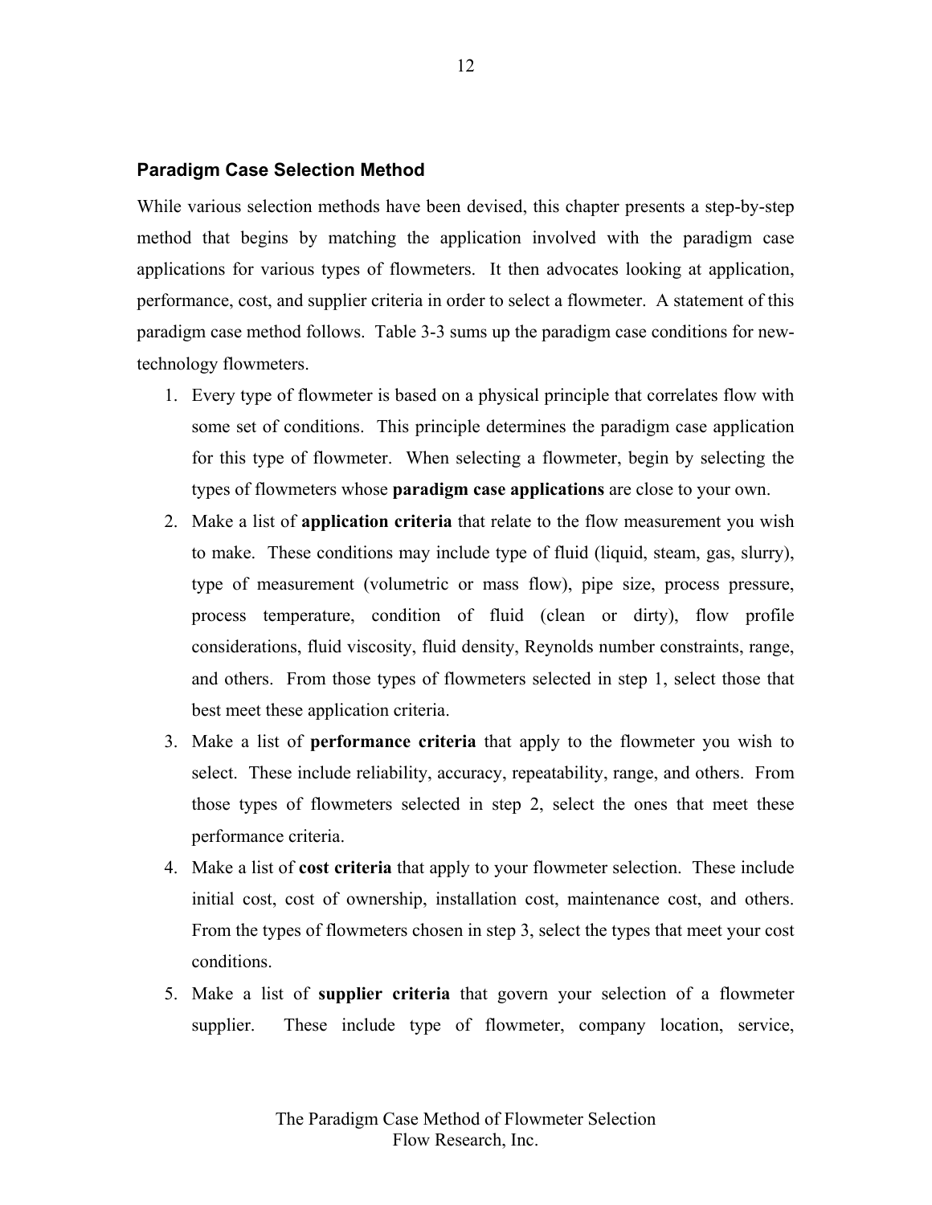### Paradigm Case Selection Method

While various selection methods have been devised, this chapter presents a step-by-step method that begins by matching the application involved with the paradigm case applications for various types of flowmeters. It then advocates looking at application, performance, cost, and supplier criteria in order to select a flowmeter. A statement of this paradigm case method follows. Table 3-3 sums up the paradigm case conditions for new-technology flowmeters.

1. Every type of flowmeter is based on a physical principle that correlates flow with some set of conditions. This principle determines the paradigm case application for this type of flowmeter. When selecting a flowmeter, begin by selecting the types of flowmeters whose **paradigm case applications** are close to your own.
2. Make a list of **application criteria** that relate to the flow measurement you wish to make. These conditions may include type of fluid (liquid, steam, gas, slurry), type of measurement (volumetric or mass flow), pipe size, process pressure, process temperature, condition of fluid (clean or dirty), flow profile considerations, fluid viscosity, fluid density, Reynolds number constraints, range, and others. From those types of flowmeters selected in step 1, select those that best meet these application criteria.
3. Make a list of **performance criteria** that apply to the flowmeter you wish to select. These include reliability, accuracy, repeatability, range, and others. From those types of flowmeters selected in step 2, select the ones that meet these performance criteria.
4. Make a list of **cost criteria** that apply to your flowmeter selection. These include initial cost, cost of ownership, installation cost, maintenance cost, and others. From the types of flowmeters chosen in step 3, select the types that meet your cost conditions.
5. Make a list of **supplier criteria** that govern your selection of a flowmeter supplier. These include type of flowmeter, company location, service,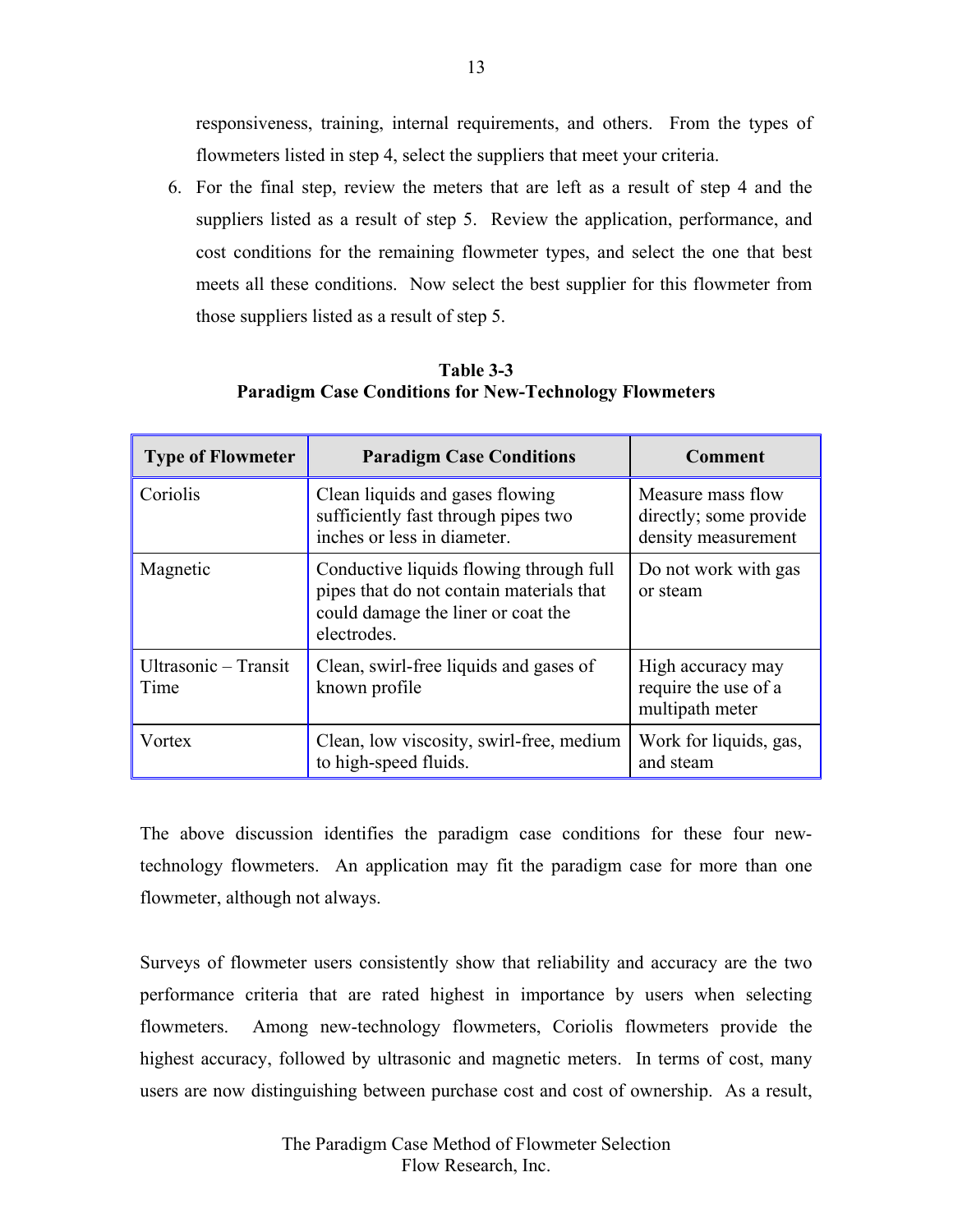responsiveness, training, internal requirements, and others. From the types of flowmeters listed in step 4, select the suppliers that meet your criteria.

6. For the final step, review the meters that are left as a result of step 4 and the suppliers listed as a result of step 5. Review the application, performance, and cost conditions for the remaining flowmeter types, and select the one that best meets all these conditions. Now select the best supplier for this flowmeter from those suppliers listed as a result of step 5.

**Table 3-3**
**Paradigm Case Conditions for New-Technology Flowmeters**

| Type of Flowmeter | Paradigm Case Conditions | Comment |
|---|---|---|
| Coriolis | Clean liquids and gases flowing sufficiently fast through pipes two inches or less in diameter. | Measure mass flow directly; some provide density measurement |
| Magnetic | Conductive liquids flowing through full pipes that do not contain materials that could damage the liner or coat the electrodes. | Do not work with gas or steam |
| Ultrasonic – Transit Time | Clean, swirl-free liquids and gases of known profile | High accuracy may require the use of a multipath meter |
| Vortex | Clean, low viscosity, swirl-free, medium to high-speed fluids. | Work for liquids, gas, and steam |

The above discussion identifies the paradigm case conditions for these four new-technology flowmeters. An application may fit the paradigm case for more than one flowmeter, although not always.

Surveys of flowmeter users consistently show that reliability and accuracy are the two performance criteria that are rated highest in importance by users when selecting flowmeters. Among new-technology flowmeters, Coriolis flowmeters provide the highest accuracy, followed by ultrasonic and magnetic meters. In terms of cost, many users are now distinguishing between purchase cost and cost of ownership. As a result,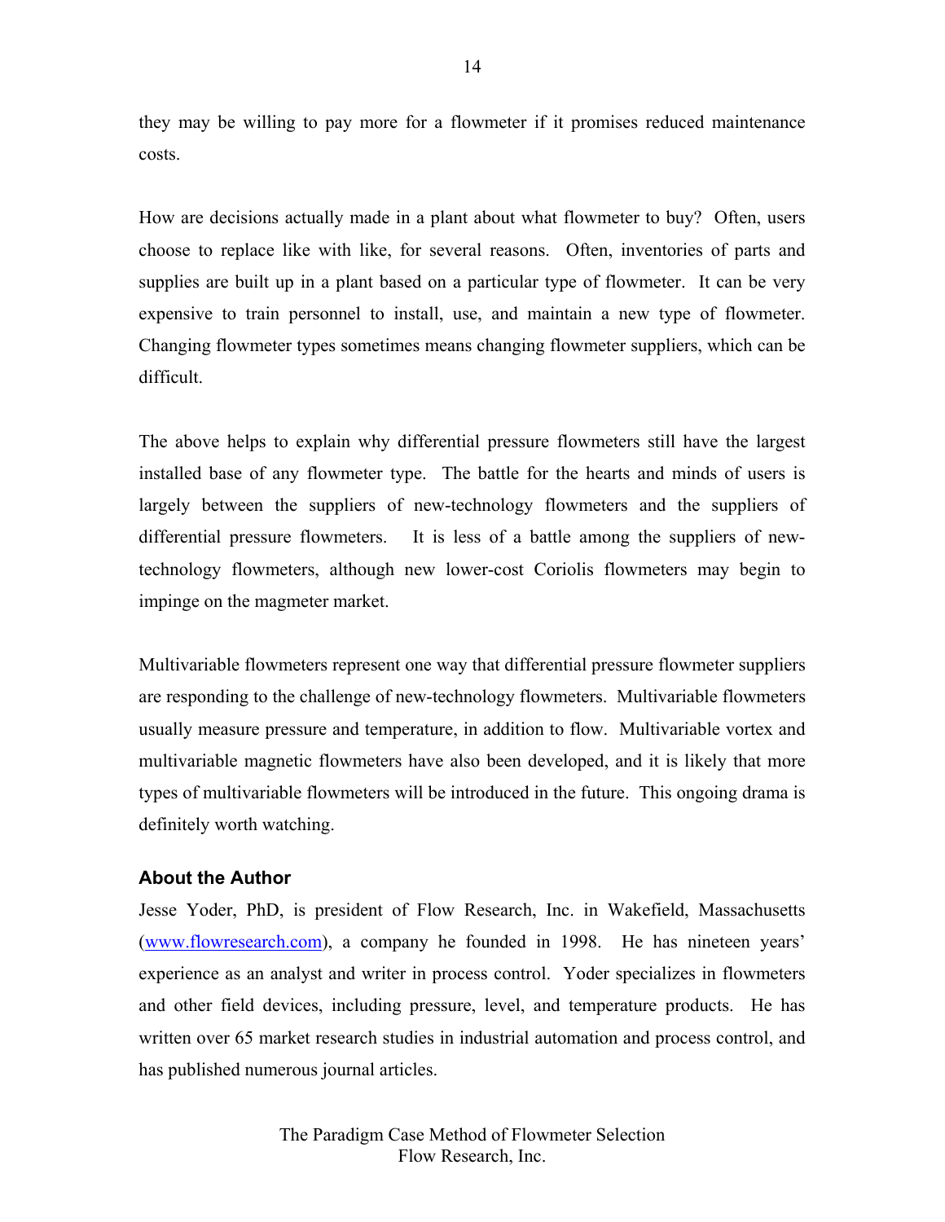they may be willing to pay more for a flowmeter if it promises reduced maintenance costs.

How are decisions actually made in a plant about what flowmeter to buy? Often, users choose to replace like with like, for several reasons. Often, inventories of parts and supplies are built up in a plant based on a particular type of flowmeter. It can be very expensive to train personnel to install, use, and maintain a new type of flowmeter. Changing flowmeter types sometimes means changing flowmeter suppliers, which can be difficult.

The above helps to explain why differential pressure flowmeters still have the largest installed base of any flowmeter type. The battle for the hearts and minds of users is largely between the suppliers of new-technology flowmeters and the suppliers of differential pressure flowmeters. It is less of a battle among the suppliers of new-technology flowmeters, although new lower-cost Coriolis flowmeters may begin to impinge on the magmeter market.

Multivariable flowmeters represent one way that differential pressure flowmeter suppliers are responding to the challenge of new-technology flowmeters. Multivariable flowmeters usually measure pressure and temperature, in addition to flow. Multivariable vortex and multivariable magnetic flowmeters have also been developed, and it is likely that more types of multivariable flowmeters will be introduced in the future. This ongoing drama is definitely worth watching.

### About the Author

Jesse Yoder, PhD, is president of Flow Research, Inc. in Wakefield, Massachusetts (www.flowresearch.com), a company he founded in 1998. He has nineteen years' experience as an analyst and writer in process control. Yoder specializes in flowmeters and other field devices, including pressure, level, and temperature products. He has written over 65 market research studies in industrial automation and process control, and has published numerous journal articles.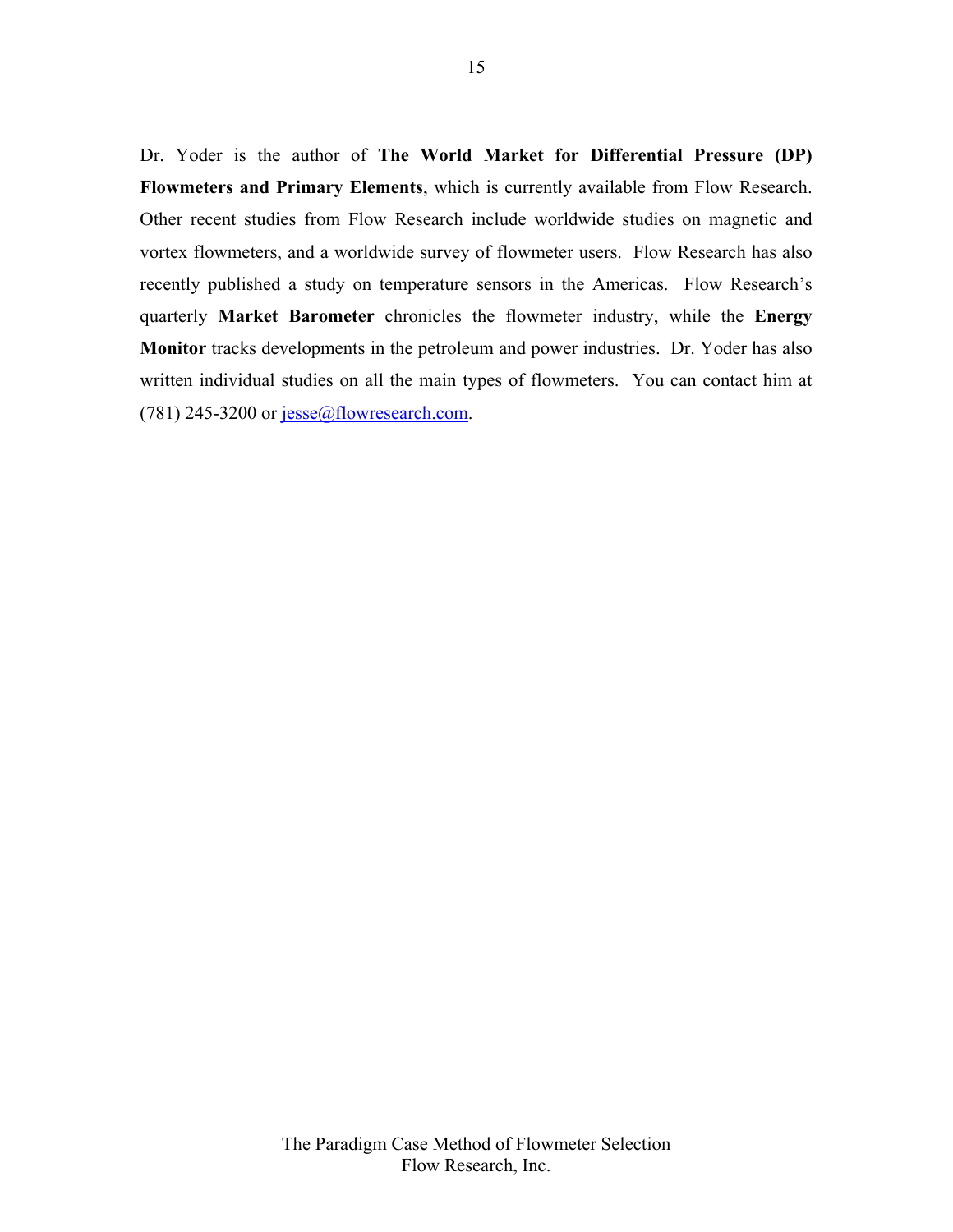Dr. Yoder is the author of **The World Market for Differential Pressure (DP) Flowmeters and Primary Elements**, which is currently available from Flow Research. Other recent studies from Flow Research include worldwide studies on magnetic and vortex flowmeters, and a worldwide survey of flowmeter users. Flow Research has also recently published a study on temperature sensors in the Americas. Flow Research's quarterly **Market Barometer** chronicles the flowmeter industry, while the **Energy Monitor** tracks developments in the petroleum and power industries. Dr. Yoder has also written individual studies on all the main types of flowmeters. You can contact him at (781) 245-3200 or jesse@flowresearch.com.